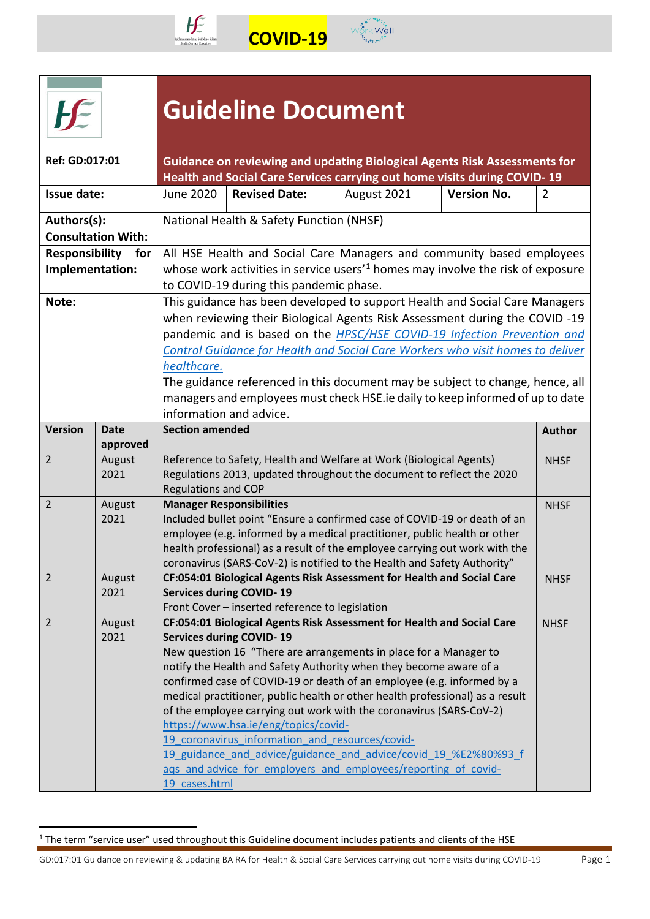COVID-19

# Guideline Document

| | |
|---|---|
| **Ref: GD:017:01** | **Guidance on reviewing and updating Biological Agents Risk Assessments for Health and Social Care Services carrying out home visits during COVID- 19** |
| **Issue date:** | June 2020 — **Revised Date:** August 2021 — **Version No.** 2 |
| **Authors(s):** | National Health & Safety Function (NHSF) |
| **Consultation With:** | |
| **Responsibility for Implementation:** | All HSE Health and Social Care Managers and community based employees whose work activities in service users'[1] homes may involve the risk of exposure to COVID-19 during this pandemic phase. |
| **Note:** | This guidance has been developed to support Health and Social Care Managers when reviewing their Biological Agents Risk Assessment during the COVID -19 pandemic and is based on the *HPSC/HSE COVID-19 Infection Prevention and Control Guidance for Health and Social Care Workers who visit homes to deliver healthcare.* The guidance referenced in this document may be subject to change, hence, all managers and employees must check HSE.ie daily to keep informed of up to date information and advice. |

| Version | Date approved | Section amended | Author |
|---|---|---|---|
| 2 | August 2021 | Reference to Safety, Health and Welfare at Work (Biological Agents) Regulations 2013, updated throughout the document to reflect the 2020 Regulations and COP | NHSF |
| 2 | August 2021 | **Manager Responsibilities**<br>Included bullet point "Ensure a confirmed case of COVID-19 or death of an employee (e.g. informed by a medical practitioner, public health or other health professional) as a result of the employee carrying out work with the coronavirus (SARS-CoV-2) is notified to the Health and Safety Authority" | NHSF |
| 2 | August 2021 | **CF:054:01 Biological Agents Risk Assessment for Health and Social Care Services during COVID- 19**<br>Front Cover – inserted reference to legislation | NHSF |
| 2 | August 2021 | **CF:054:01 Biological Agents Risk Assessment for Health and Social Care Services during COVID- 19**<br>New question 16 "There are arrangements in place for a Manager to notify the Health and Safety Authority when they become aware of a confirmed case of COVID-19 or death of an employee (e.g. informed by a medical practitioner, public health or other health professional) as a result of the employee carrying out work with the coronavirus (SARS-CoV-2)<br>https://www.hsa.ie/eng/topics/covid-19_coronavirus_information_and_resources/covid-19_guidance_and_advice/guidance_and_advice/covid_19_%E2%80%93_faqs_and_advice_for_employers_and_employees/reporting_of_covid-19_cases.html | NHSF |

[1] The term "service user" used throughout this Guideline document includes patients and clients of the HSE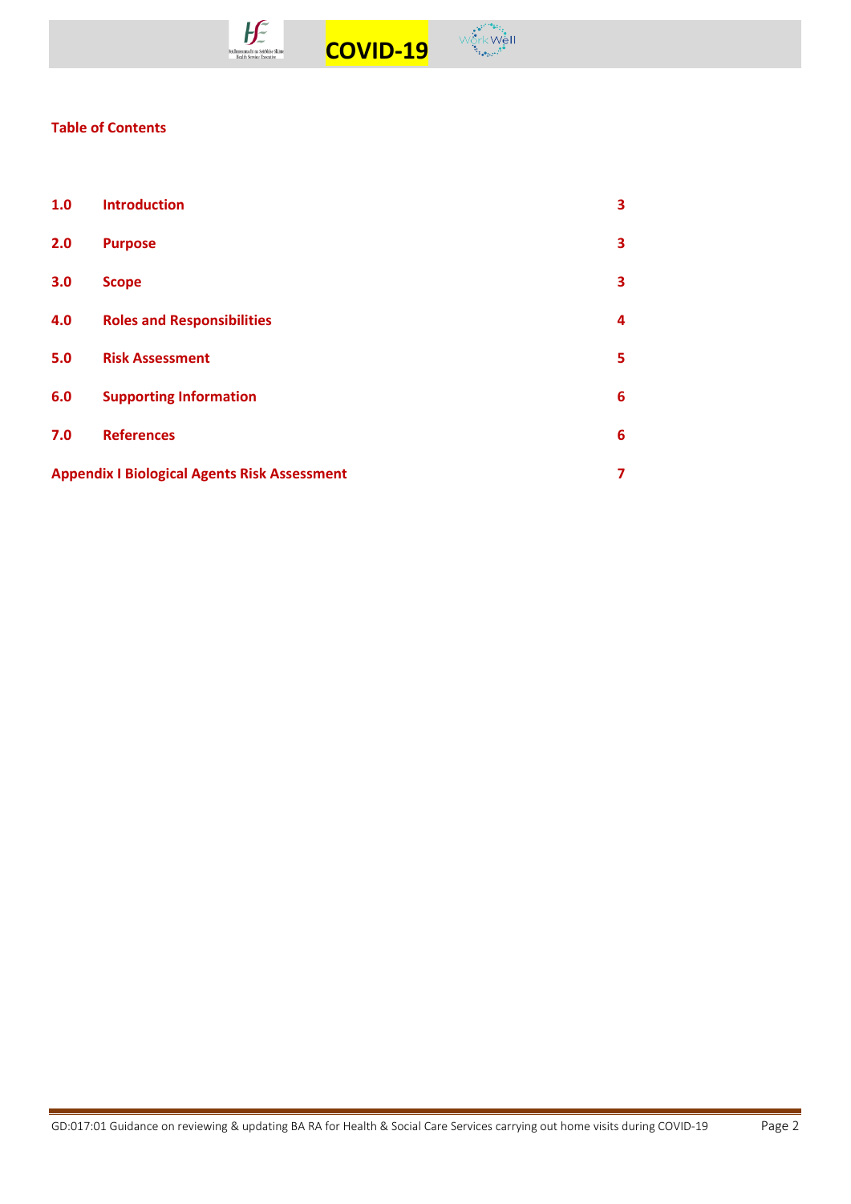## Table of Contents

| | | |
|---|---|---|
| **1.0** | **Introduction** | **3** |
| **2.0** | **Purpose** | **3** |
| **3.0** | **Scope** | **3** |
| **4.0** | **Roles and Responsibilities** | **4** |
| **5.0** | **Risk Assessment** | **5** |
| **6.0** | **Supporting Information** | **6** |
| **7.0** | **References** | **6** |
| **Appendix I Biological Agents Risk Assessment** | | **7** |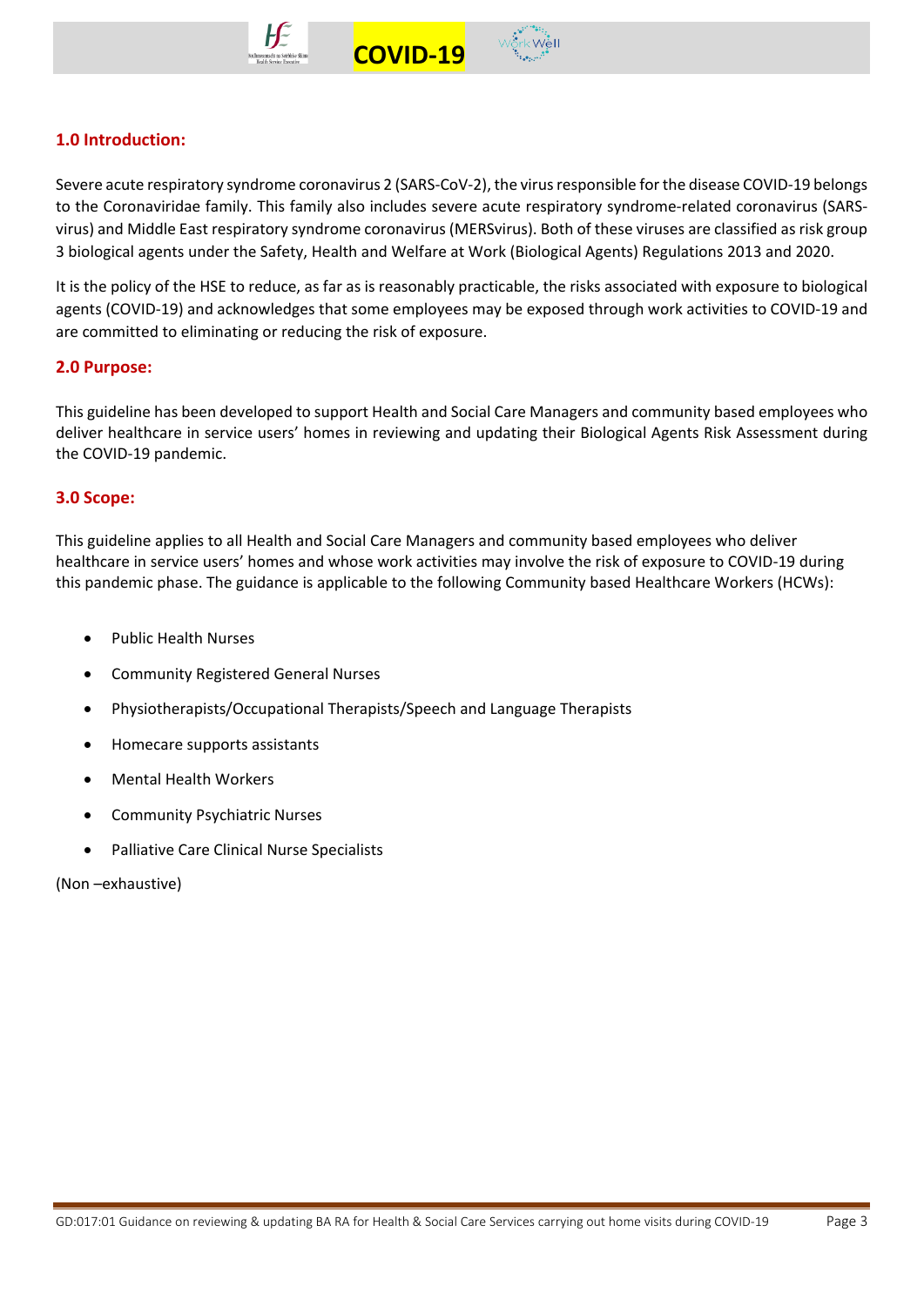## 1.0 Introduction:

Severe acute respiratory syndrome coronavirus 2 (SARS-CoV-2), the virus responsible for the disease COVID-19 belongs to the Coronaviridae family. This family also includes severe acute respiratory syndrome-related coronavirus (SARS-virus) and Middle East respiratory syndrome coronavirus (MERSvirus). Both of these viruses are classified as risk group 3 biological agents under the Safety, Health and Welfare at Work (Biological Agents) Regulations 2013 and 2020.

It is the policy of the HSE to reduce, as far as is reasonably practicable, the risks associated with exposure to biological agents (COVID-19) and acknowledges that some employees may be exposed through work activities to COVID-19 and are committed to eliminating or reducing the risk of exposure.

## 2.0 Purpose:

This guideline has been developed to support Health and Social Care Managers and community based employees who deliver healthcare in service users' homes in reviewing and updating their Biological Agents Risk Assessment during the COVID-19 pandemic.

## 3.0 Scope:

This guideline applies to all Health and Social Care Managers and community based employees who deliver healthcare in service users' homes and whose work activities may involve the risk of exposure to COVID-19 during this pandemic phase. The guidance is applicable to the following Community based Healthcare Workers (HCWs):

- Public Health Nurses
- Community Registered General Nurses
- Physiotherapists/Occupational Therapists/Speech and Language Therapists
- Homecare supports assistants
- Mental Health Workers
- Community Psychiatric Nurses
- Palliative Care Clinical Nurse Specialists

(Non –exhaustive)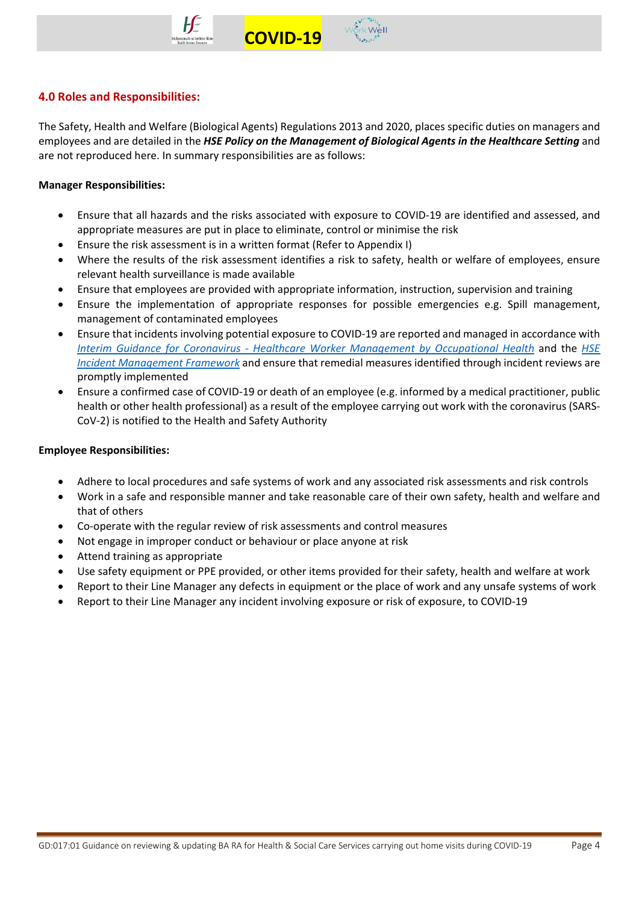## 4.0 Roles and Responsibilities:

The Safety, Health and Welfare (Biological Agents) Regulations 2013 and 2020, places specific duties on managers and employees and are detailed in the ***HSE Policy on the Management of Biological Agents in the Healthcare Setting*** and are not reproduced here. In summary responsibilities are as follows:

**Manager Responsibilities:**

- Ensure that all hazards and the risks associated with exposure to COVID-19 are identified and assessed, and appropriate measures are put in place to eliminate, control or minimise the risk
- Ensure the risk assessment is in a written format (Refer to Appendix I)
- Where the results of the risk assessment identifies a risk to safety, health or welfare of employees, ensure relevant health surveillance is made available
- Ensure that employees are provided with appropriate information, instruction, supervision and training
- Ensure the implementation of appropriate responses for possible emergencies e.g. Spill management, management of contaminated employees
- Ensure that incidents involving potential exposure to COVID-19 are reported and managed in accordance with *Interim Guidance for Coronavirus - Healthcare Worker Management by Occupational Health* and the *HSE Incident Management Framework* and ensure that remedial measures identified through incident reviews are promptly implemented
- Ensure a confirmed case of COVID-19 or death of an employee (e.g. informed by a medical practitioner, public health or other health professional) as a result of the employee carrying out work with the coronavirus (SARS-CoV-2) is notified to the Health and Safety Authority

**Employee Responsibilities:**

- Adhere to local procedures and safe systems of work and any associated risk assessments and risk controls
- Work in a safe and responsible manner and take reasonable care of their own safety, health and welfare and that of others
- Co-operate with the regular review of risk assessments and control measures
- Not engage in improper conduct or behaviour or place anyone at risk
- Attend training as appropriate
- Use safety equipment or PPE provided, or other items provided for their safety, health and welfare at work
- Report to their Line Manager any defects in equipment or the place of work and any unsafe systems of work
- Report to their Line Manager any incident involving exposure or risk of exposure, to COVID-19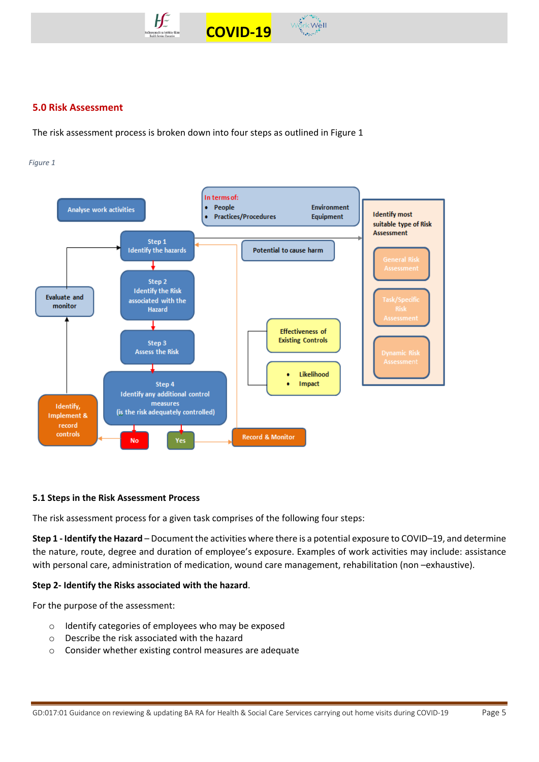## 5.0 Risk Assessment

The risk assessment process is broken down into four steps as outlined in Figure 1

*Figure 1*

Analyse work activities

In terms of:
- People
- Practices/Procedures

Environment
Equipment

Step 1
Identify the hazards

Potential to cause harm

Identify most suitable type of Risk Assessment

General Risk Assessment

Task/Specific Risk Assessment

Dynamic Risk Assessment

Step 2
Identify the Risk associated with the Hazard

Evaluate and monitor

Step 3
Assess the Risk

Effectiveness of Existing Controls

- Likelihood
- Impact

Step 4
Identify any additional control measures
(is the risk adequately controlled)

Identify, Implement & record controls

No

Yes

Record & Monitor

### 5.1 Steps in the Risk Assessment Process

The risk assessment process for a given task comprises of the following four steps:

**Step 1 - Identify the Hazard** – Document the activities where there is a potential exposure to COVID–19, and determine the nature, route, degree and duration of employee's exposure. Examples of work activities may include: assistance with personal care, administration of medication, wound care management, rehabilitation (non –exhaustive).

**Step 2- Identify the Risks associated with the hazard**.

For the purpose of the assessment:

- Identify categories of employees who may be exposed
- Describe the risk associated with the hazard
- Consider whether existing control measures are adequate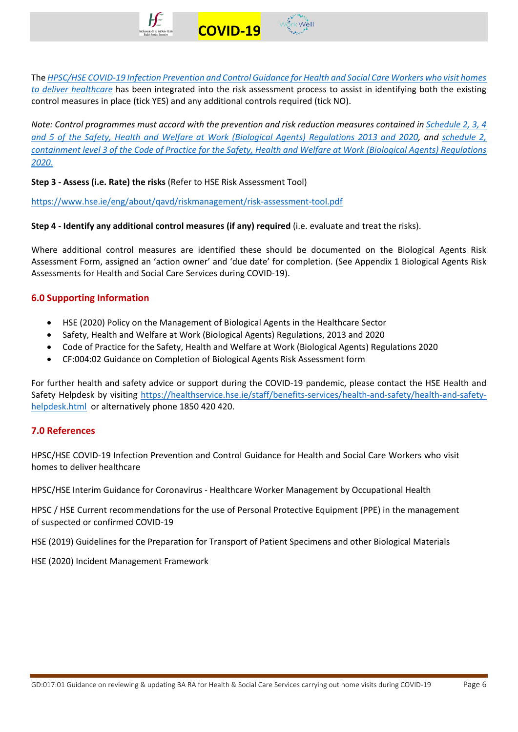The *HPSC/HSE COVID-19 Infection Prevention and Control Guidance for Health and Social Care Workers who visit homes to deliver healthcare* has been integrated into the risk assessment process to assist in identifying both the existing control measures in place (tick YES) and any additional controls required (tick NO).

*Note: Control programmes must accord with the prevention and risk reduction measures contained in Schedule 2, 3, 4 and 5 of the Safety, Health and Welfare at Work (Biological Agents) Regulations 2013 and 2020, and schedule 2, containment level 3 of the Code of Practice for the Safety, Health and Welfare at Work (Biological Agents) Regulations 2020.*

**Step 3 - Assess (i.e. Rate) the risks** (Refer to HSE Risk Assessment Tool)

https://www.hse.ie/eng/about/qavd/riskmanagement/risk-assessment-tool.pdf

**Step 4 - Identify any additional control measures (if any) required** (i.e. evaluate and treat the risks).

Where additional control measures are identified these should be documented on the Biological Agents Risk Assessment Form, assigned an 'action owner' and 'due date' for completion. (See Appendix 1 Biological Agents Risk Assessments for Health and Social Care Services during COVID-19).

## 6.0 Supporting Information

- HSE (2020) Policy on the Management of Biological Agents in the Healthcare Sector
- Safety, Health and Welfare at Work (Biological Agents) Regulations, 2013 and 2020
- Code of Practice for the Safety, Health and Welfare at Work (Biological Agents) Regulations 2020
- CF:004:02 Guidance on Completion of Biological Agents Risk Assessment form

For further health and safety advice or support during the COVID-19 pandemic, please contact the HSE Health and Safety Helpdesk by visiting https://healthservice.hse.ie/staff/benefits-services/health-and-safety/health-and-safety-helpdesk.html or alternatively phone 1850 420 420.

## 7.0 References

HPSC/HSE COVID-19 Infection Prevention and Control Guidance for Health and Social Care Workers who visit homes to deliver healthcare

HPSC/HSE Interim Guidance for Coronavirus - Healthcare Worker Management by Occupational Health

HPSC / HSE Current recommendations for the use of Personal Protective Equipment (PPE) in the management of suspected or confirmed COVID-19

HSE (2019) Guidelines for the Preparation for Transport of Patient Specimens and other Biological Materials

HSE (2020) Incident Management Framework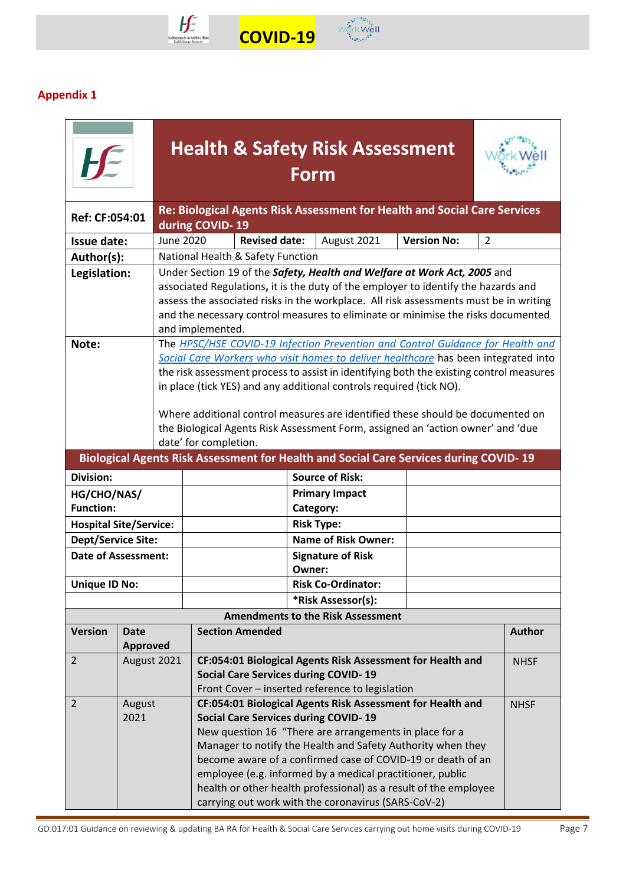## Appendix 1

# Health & Safety Risk Assessment Form

| | |
|---|---|
| **Ref: CF:054:01** | **Re: Biological Agents Risk Assessment for Health and Social Care Services during COVID- 19** |
| **Issue date:** | June 2020 &nbsp; **Revised date:** August 2021 &nbsp; **Version No:** 2 |
| **Author(s):** | National Health & Safety Function |
| **Legislation:** | Under Section 19 of the ***Safety, Health and Welfare at Work Act, 2005*** and associated Regulations**,** it is the duty of the employer to identify the hazards and assess the associated risks in the workplace. All risk assessments must be in writing and the necessary control measures to eliminate or minimise the risks documented and implemented. |
| **Note:** | The *HPSC/HSE COVID-19 Infection Prevention and Control Guidance for Health and Social Care Workers who visit homes to deliver healthcare* has been integrated into the risk assessment process to assist in identifying both the existing control measures in place (tick YES) and any additional controls required (tick NO).<br><br>Where additional control measures are identified these should be documented on the Biological Agents Risk Assessment Form, assigned an 'action owner' and 'due date' for completion. |

**Biological Agents Risk Assessment for Health and Social Care Services during COVID- 19**

| | | | |
|---|---|---|---|
| **Division:** | | **Source of Risk:** | |
| **HG/CHO/NAS/ Function:** | | **Primary Impact Category:** | |
| **Hospital Site/Service:** | | **Risk Type:** | |
| **Dept/Service Site:** | | **Name of Risk Owner:** | |
| **Date of Assessment:** | | **Signature of Risk Owner:** | |
| **Unique ID No:** | | **Risk Co-Ordinator:** | |
| | | **\*Risk Assessor(s):** | |

**Amendments to the Risk Assessment**

| Version | Date Approved | Section Amended | Author |
|---|---|---|---|
| 2 | August 2021 | **CF:054:01 Biological Agents Risk Assessment for Health and Social Care Services during COVID- 19**<br>Front Cover – inserted reference to legislation | NHSF |
| 2 | August 2021 | **CF:054:01 Biological Agents Risk Assessment for Health and Social Care Services during COVID- 19**<br>New question 16 "There are arrangements in place for a Manager to notify the Health and Safety Authority when they become aware of a confirmed case of COVID-19 or death of an employee (e.g. informed by a medical practitioner, public health or other health professional) as a result of the employee carrying out work with the coronavirus (SARS-CoV-2) | NHSF |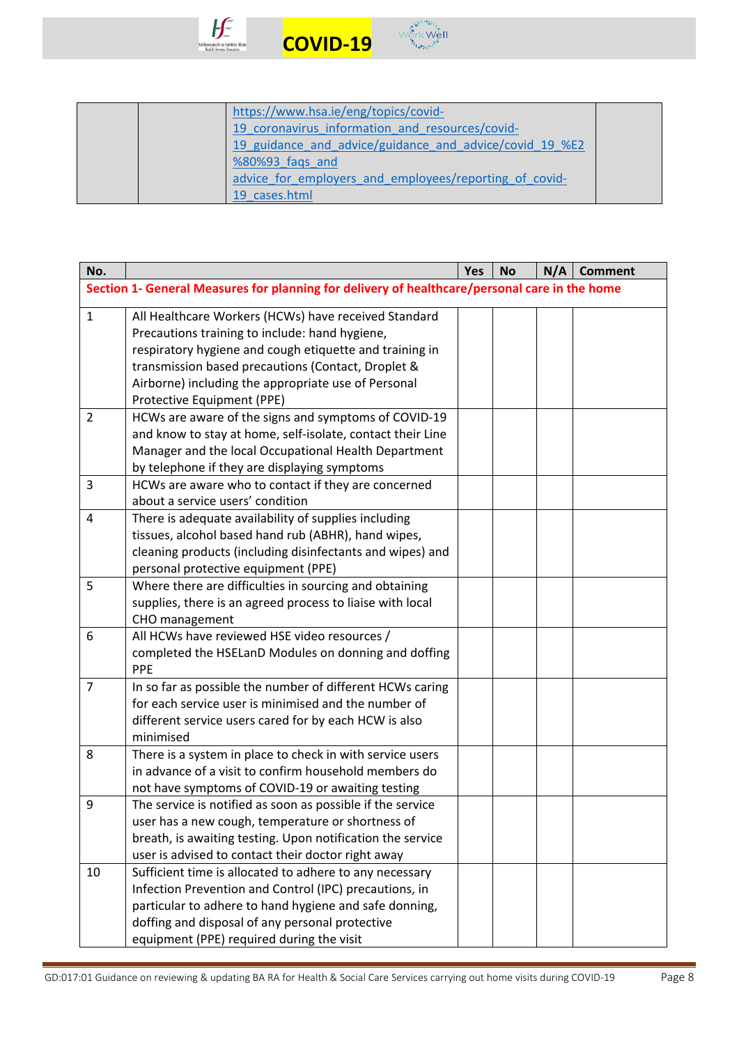| | | https://www.hsa.ie/eng/topics/covid-19_coronavirus_information_and_resources/covid-19_guidance_and_advice/guidance_and_advice/covid_19_%E2%80%93_faqs_and advice_for_employers_and_employees/reporting_of_covid-19_cases.html | |
|---|---|---|---|

| No. | | Yes | No | N/A | Comment |
|---|---|---|---|---|---|
| **Section 1- General Measures for planning for delivery of healthcare/personal care in the home** | | | | | |
| 1 | All Healthcare Workers (HCWs) have received Standard Precautions training to include: hand hygiene, respiratory hygiene and cough etiquette and training in transmission based precautions (Contact, Droplet & Airborne) including the appropriate use of Personal Protective Equipment (PPE) | | | | |
| 2 | HCWs are aware of the signs and symptoms of COVID-19 and know to stay at home, self-isolate, contact their Line Manager and the local Occupational Health Department by telephone if they are displaying symptoms | | | | |
| 3 | HCWs are aware who to contact if they are concerned about a service users' condition | | | | |
| 4 | There is adequate availability of supplies including tissues, alcohol based hand rub (ABHR), hand wipes, cleaning products (including disinfectants and wipes) and personal protective equipment (PPE) | | | | |
| 5 | Where there are difficulties in sourcing and obtaining supplies, there is an agreed process to liaise with local CHO management | | | | |
| 6 | All HCWs have reviewed HSE video resources / completed the HSELanD Modules on donning and doffing PPE | | | | |
| 7 | In so far as possible the number of different HCWs caring for each service user is minimised and the number of different service users cared for by each HCW is also minimised | | | | |
| 8 | There is a system in place to check in with service users in advance of a visit to confirm household members do not have symptoms of COVID-19 or awaiting testing | | | | |
| 9 | The service is notified as soon as possible if the service user has a new cough, temperature or shortness of breath, is awaiting testing. Upon notification the service user is advised to contact their doctor right away | | | | |
| 10 | Sufficient time is allocated to adhere to any necessary Infection Prevention and Control (IPC) precautions, in particular to adhere to hand hygiene and safe donning, doffing and disposal of any personal protective equipment (PPE) required during the visit | | | | |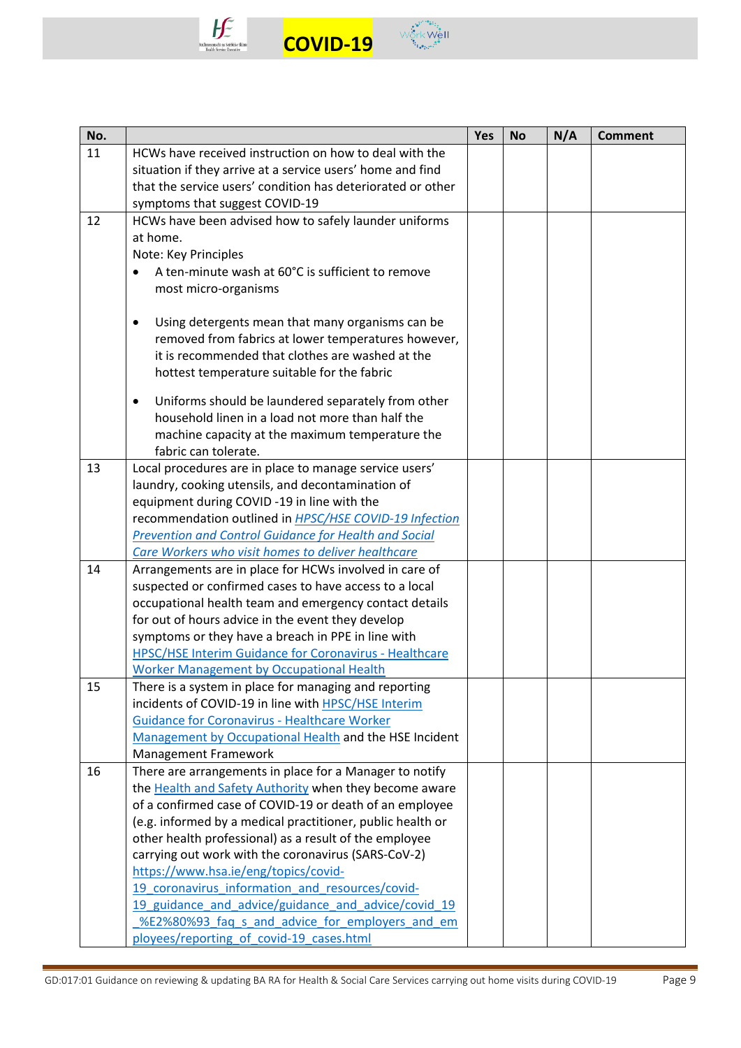| No. | | Yes | No | N/A | Comment |
|---|---|---|---|---|---|
| 11 | HCWs have received instruction on how to deal with the situation if they arrive at a service users' home and find that the service users' condition has deteriorated or other symptoms that suggest COVID-19 | | | | |
| 12 | HCWs have been advised how to safely launder uniforms at home.<br>Note: Key Principles<br>• A ten-minute wash at 60°C is sufficient to remove most micro-organisms<br>• Using detergents mean that many organisms can be removed from fabrics at lower temperatures however, it is recommended that clothes are washed at the hottest temperature suitable for the fabric<br>• Uniforms should be laundered separately from other household linen in a load not more than half the machine capacity at the maximum temperature the fabric can tolerate. | | | | |
| 13 | Local procedures are in place to manage service users' laundry, cooking utensils, and decontamination of equipment during COVID -19 in line with the recommendation outlined in *HPSC/HSE COVID-19 Infection Prevention and Control Guidance for Health and Social Care Workers who visit homes to deliver healthcare* | | | | |
| 14 | Arrangements are in place for HCWs involved in care of suspected or confirmed cases to have access to a local occupational health team and emergency contact details for out of hours advice in the event they develop symptoms or they have a breach in PPE in line with HPSC/HSE Interim Guidance for Coronavirus - Healthcare Worker Management by Occupational Health | | | | |
| 15 | There is a system in place for managing and reporting incidents of COVID-19 in line with HPSC/HSE Interim Guidance for Coronavirus - Healthcare Worker Management by Occupational Health and the HSE Incident Management Framework | | | | |
| 16 | There are arrangements in place for a Manager to notify the Health and Safety Authority when they become aware of a confirmed case of COVID-19 or death of an employee (e.g. informed by a medical practitioner, public health or other health professional) as a result of the employee carrying out work with the coronavirus (SARS-CoV-2) https://www.hsa.ie/eng/topics/covid-19_coronavirus_information_and_resources/covid-19_guidance_and_advice/guidance_and_advice/covid_19_%E2%80%93_faq_s_and_advice_for_employers_and_employees/reporting_of_covid-19_cases.html | | | | |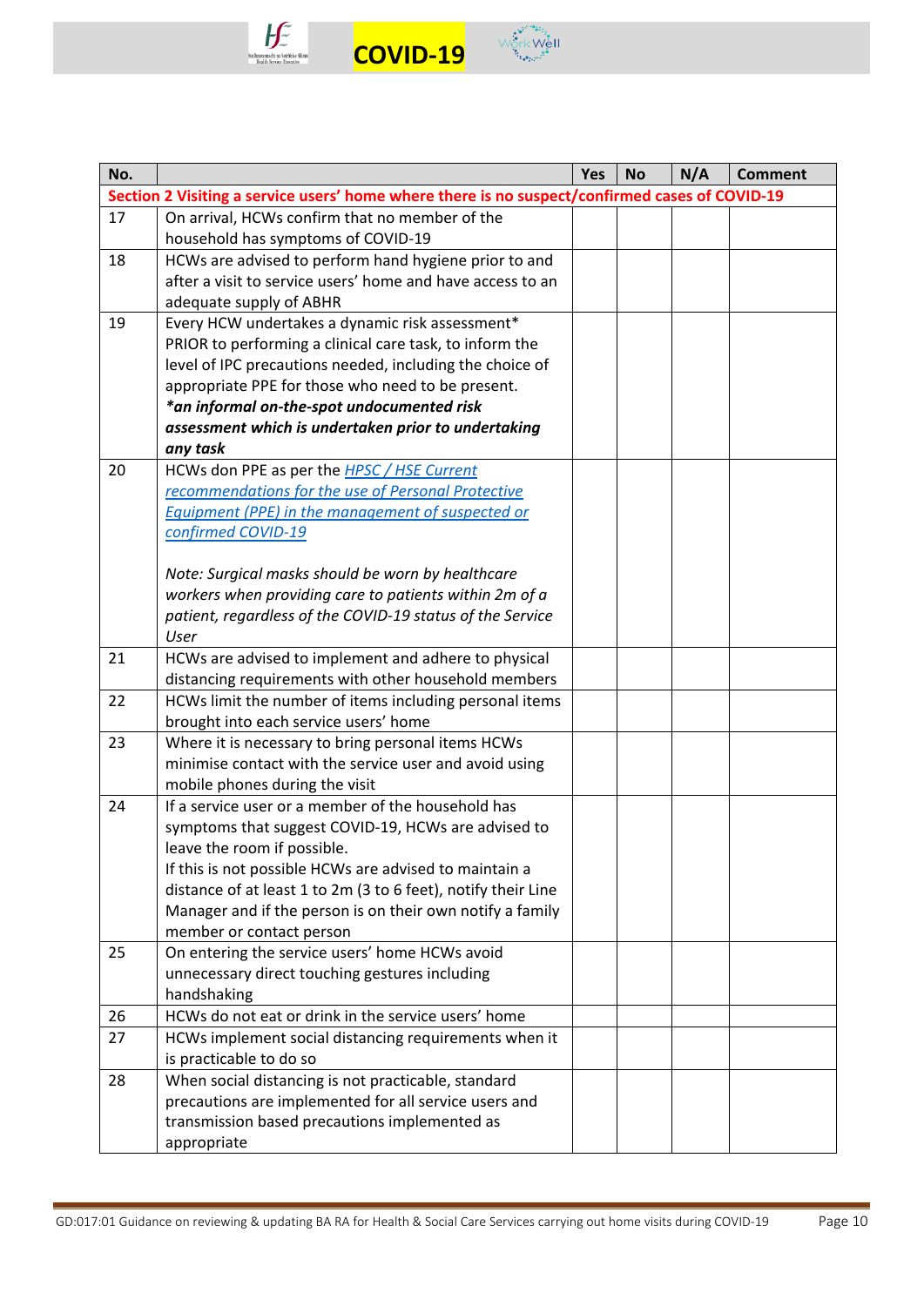| No. | | Yes | No | N/A | Comment |
|---|---|---|---|---|---|
| **Section 2 Visiting a service users' home where there is no suspect/confirmed cases of COVID-19** | | | | | |
| 17 | On arrival, HCWs confirm that no member of the household has symptoms of COVID-19 | | | | |
| 18 | HCWs are advised to perform hand hygiene prior to and after a visit to service users' home and have access to an adequate supply of ABHR | | | | |
| 19 | Every HCW undertakes a dynamic risk assessment* PRIOR to performing a clinical care task, to inform the level of IPC precautions needed, including the choice of appropriate PPE for those who need to be present. ***an informal on-the-spot undocumented risk assessment which is undertaken prior to undertaking any task*** | | | | |
| 20 | HCWs don PPE as per the *HPSC / HSE Current recommendations for the use of Personal Protective Equipment (PPE) in the management of suspected or confirmed COVID-19*<br><br>*Note: Surgical masks should be worn by healthcare workers when providing care to patients within 2m of a patient, regardless of the COVID-19 status of the Service User* | | | | |
| 21 | HCWs are advised to implement and adhere to physical distancing requirements with other household members | | | | |
| 22 | HCWs limit the number of items including personal items brought into each service users' home | | | | |
| 23 | Where it is necessary to bring personal items HCWs minimise contact with the service user and avoid using mobile phones during the visit | | | | |
| 24 | If a service user or a member of the household has symptoms that suggest COVID-19, HCWs are advised to leave the room if possible.<br>If this is not possible HCWs are advised to maintain a distance of at least 1 to 2m (3 to 6 feet), notify their Line Manager and if the person is on their own notify a family member or contact person | | | | |
| 25 | On entering the service users' home HCWs avoid unnecessary direct touching gestures including handshaking | | | | |
| 26 | HCWs do not eat or drink in the service users' home | | | | |
| 27 | HCWs implement social distancing requirements when it is practicable to do so | | | | |
| 28 | When social distancing is not practicable, standard precautions are implemented for all service users and transmission based precautions implemented as appropriate | | | | |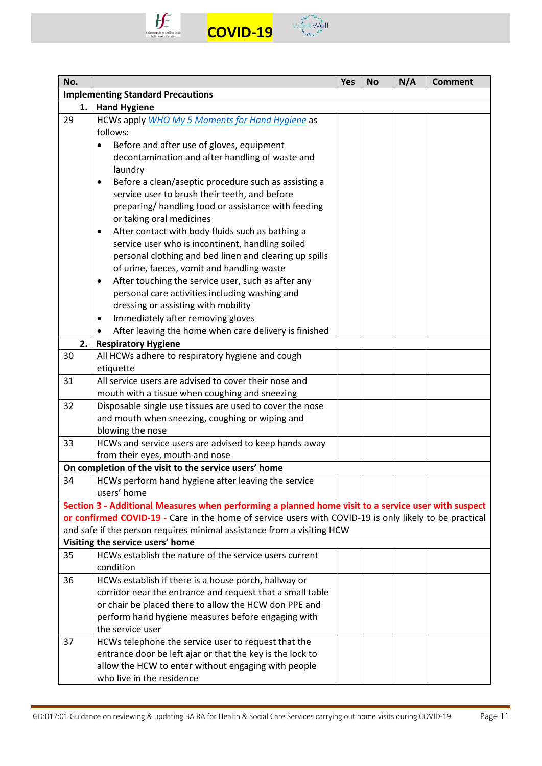| No. | | Yes | No | N/A | Comment |
|---|---|---|---|---|---|
| **Implementing Standard Precautions** | | | | | |
| **1.** | **Hand Hygiene** | | | | |
| 29 | HCWs apply *WHO My 5 Moments for Hand Hygiene* as follows: <br>• Before and after use of gloves, equipment decontamination and after handling of waste and laundry <br>• Before a clean/aseptic procedure such as assisting a service user to brush their teeth, and before preparing/ handling food or assistance with feeding or taking oral medicines <br>• After contact with body fluids such as bathing a service user who is incontinent, handling soiled personal clothing and bed linen and clearing up spills of urine, faeces, vomit and handling waste <br>• After touching the service user, such as after any personal care activities including washing and dressing or assisting with mobility <br>• Immediately after removing gloves <br>• After leaving the home when care delivery is finished | | | | |
| **2.** | **Respiratory Hygiene** | | | | |
| 30 | All HCWs adhere to respiratory hygiene and cough etiquette | | | | |
| 31 | All service users are advised to cover their nose and mouth with a tissue when coughing and sneezing | | | | |
| 32 | Disposable single use tissues are used to cover the nose and mouth when sneezing, coughing or wiping and blowing the nose | | | | |
| 33 | HCWs and service users are advised to keep hands away from their eyes, mouth and nose | | | | |
| **On completion of the visit to the service users' home** | | | | | |
| 34 | HCWs perform hand hygiene after leaving the service users' home | | | | |
| **Section 3 - Additional Measures when performing a planned home visit to a service user with suspect or confirmed COVID-19 -** Care in the home of service users with COVID-19 is only likely to be practical and safe if the person requires minimal assistance from a visiting HCW | | | | | |
| **Visiting the service users' home** | | | | | |
| 35 | HCWs establish the nature of the service users current condition | | | | |
| 36 | HCWs establish if there is a house porch, hallway or corridor near the entrance and request that a small table or chair be placed there to allow the HCW don PPE and perform hand hygiene measures before engaging with the service user | | | | |
| 37 | HCWs telephone the service user to request that the entrance door be left ajar or that the key is the lock to allow the HCW to enter without engaging with people who live in the residence | | | | |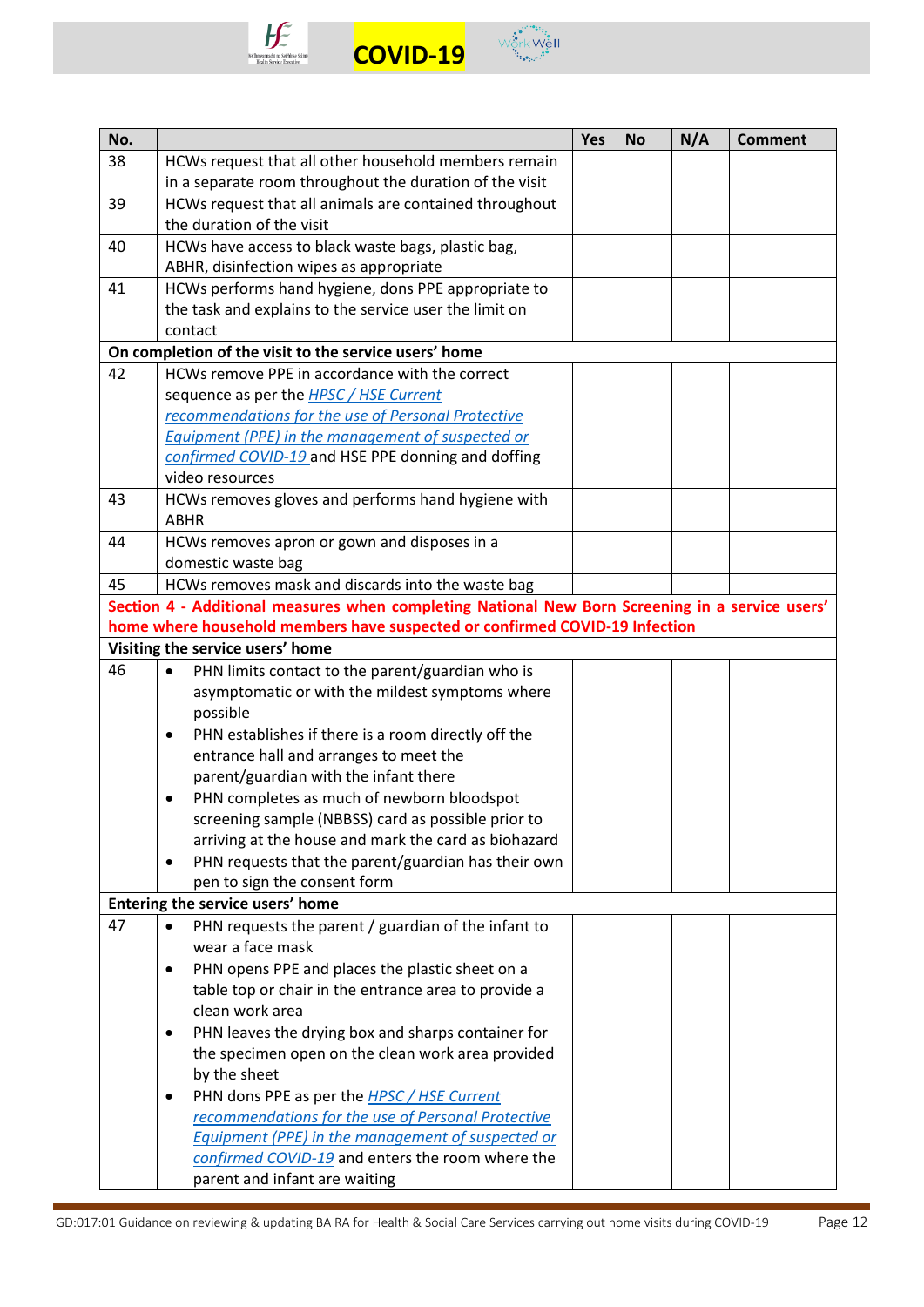| No. | | Yes | No | N/A | Comment |
|---|---|---|---|---|---|
| 38 | HCWs request that all other household members remain in a separate room throughout the duration of the visit | | | | |
| 39 | HCWs request that all animals are contained throughout the duration of the visit | | | | |
| 40 | HCWs have access to black waste bags, plastic bag, ABHR, disinfection wipes as appropriate | | | | |
| 41 | HCWs performs hand hygiene, dons PPE appropriate to the task and explains to the service user the limit on contact | | | | |
| **On completion of the visit to the service users' home** | | | | | |
| 42 | HCWs remove PPE in accordance with the correct sequence as per the *HPSC / HSE Current recommendations for the use of Personal Protective Equipment (PPE) in the management of suspected or confirmed COVID-19* and HSE PPE donning and doffing video resources | | | | |
| 43 | HCWs removes gloves and performs hand hygiene with ABHR | | | | |
| 44 | HCWs removes apron or gown and disposes in a domestic waste bag | | | | |
| 45 | HCWs removes mask and discards into the waste bag | | | | |
| **Section 4 - Additional measures when completing National New Born Screening in a service users' home where household members have suspected or confirmed COVID-19 Infection** | | | | | |
| **Visiting the service users' home** | | | | | |
| 46 | • PHN limits contact to the parent/guardian who is asymptomatic or with the mildest symptoms where possible<br>• PHN establishes if there is a room directly off the entrance hall and arranges to meet the parent/guardian with the infant there<br>• PHN completes as much of newborn bloodspot screening sample (NBBSS) card as possible prior to arriving at the house and mark the card as biohazard<br>• PHN requests that the parent/guardian has their own pen to sign the consent form | | | | |
| **Entering the service users' home** | | | | | |
| 47 | • PHN requests the parent / guardian of the infant to wear a face mask<br>• PHN opens PPE and places the plastic sheet on a table top or chair in the entrance area to provide a clean work area<br>• PHN leaves the drying box and sharps container for the specimen open on the clean work area provided by the sheet<br>• PHN dons PPE as per the *HPSC / HSE Current recommendations for the use of Personal Protective Equipment (PPE) in the management of suspected or confirmed COVID-19* and enters the room where the parent and infant are waiting | | | | |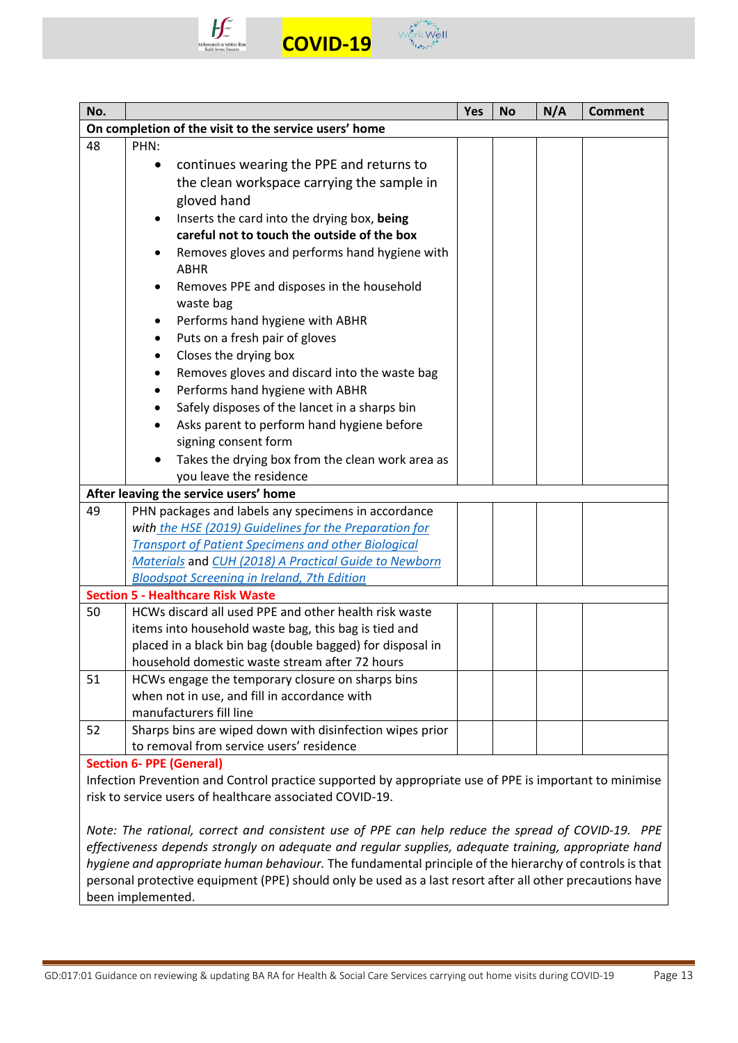| No. | | Yes | No | N/A | Comment |
|---|---|---|---|---|---|
| **On completion of the visit to the service users' home** | | | | | |
| 48 | PHN:<br>• continues wearing the PPE and returns to the clean workspace carrying the sample in gloved hand<br>• Inserts the card into the drying box, **being careful not to touch the outside of the box**<br>• Removes gloves and performs hand hygiene with ABHR<br>• Removes PPE and disposes in the household waste bag<br>• Performs hand hygiene with ABHR<br>• Puts on a fresh pair of gloves<br>• Closes the drying box<br>• Removes gloves and discard into the waste bag<br>• Performs hand hygiene with ABHR<br>• Safely disposes of the lancet in a sharps bin<br>• Asks parent to perform hand hygiene before signing consent form<br>• Takes the drying box from the clean work area as you leave the residence | | | | |
| **After leaving the service users' home** | | | | | |
| 49 | PHN packages and labels any specimens in accordance with *the HSE (2019) Guidelines for the Preparation for Transport of Patient Specimens and other Biological Materials* and *CUH (2018) A Practical Guide to Newborn Bloodspot Screening in Ireland, 7th Edition* | | | | |
| **Section 5 - Healthcare Risk Waste** | | | | | |
| 50 | HCWs discard all used PPE and other health risk waste items into household waste bag, this bag is tied and placed in a black bin bag (double bagged) for disposal in household domestic waste stream after 72 hours | | | | |
| 51 | HCWs engage the temporary closure on sharps bins when not in use, and fill in accordance with manufacturers fill line | | | | |
| 52 | Sharps bins are wiped down with disinfection wipes prior to removal from service users' residence | | | | |

**Section 6- PPE (General)**

Infection Prevention and Control practice supported by appropriate use of PPE is important to minimise risk to service users of healthcare associated COVID-19.

*Note: The rational, correct and consistent use of PPE can help reduce the spread of COVID-19. PPE effectiveness depends strongly on adequate and regular supplies, adequate training, appropriate hand hygiene and appropriate human behaviour.* The fundamental principle of the hierarchy of controls is that personal protective equipment (PPE) should only be used as a last resort after all other precautions have been implemented.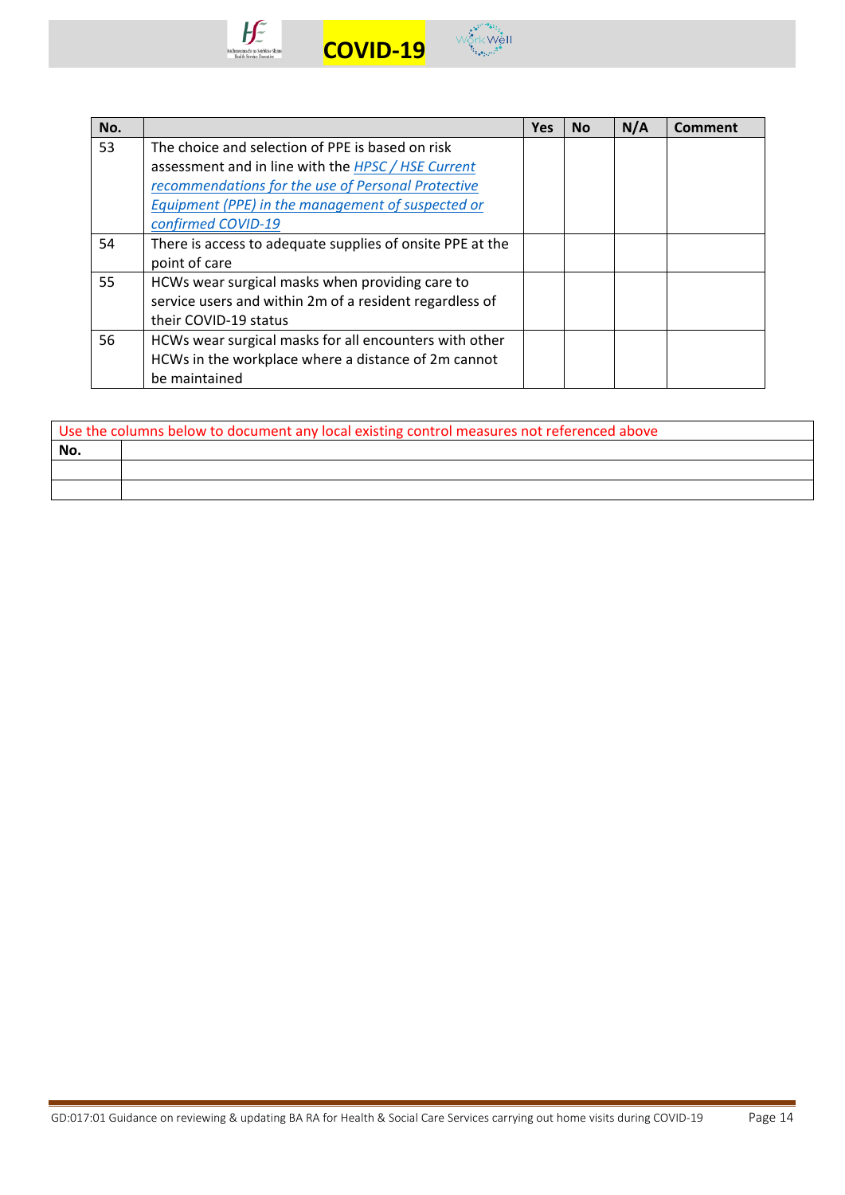| No. | | Yes | No | N/A | Comment |
|---|---|---|---|---|---|
| 53 | The choice and selection of PPE is based on risk assessment and in line with the *HPSC / HSE Current recommendations for the use of Personal Protective Equipment (PPE) in the management of suspected or confirmed COVID-19* | | | | |
| 54 | There is access to adequate supplies of onsite PPE at the point of care | | | | |
| 55 | HCWs wear surgical masks when providing care to service users and within 2m of a resident regardless of their COVID-19 status | | | | |
| 56 | HCWs wear surgical masks for all encounters with other HCWs in the workplace where a distance of 2m cannot be maintained | | | | |

| Use the columns below to document any local existing control measures not referenced above | |
|---|---|
| **No.** | |
| | |
| | |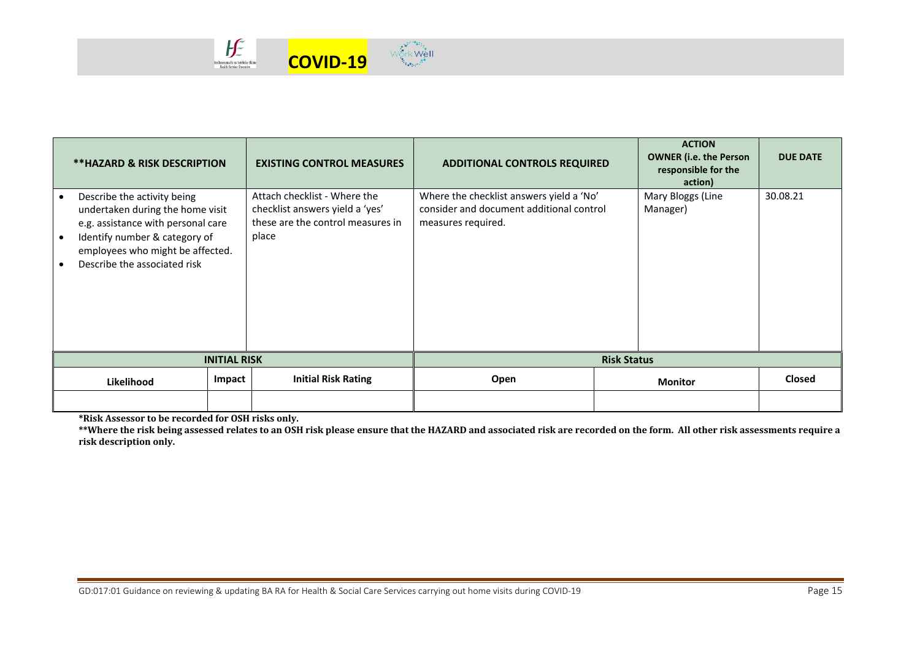| **HAZARD & RISK DESCRIPTION | | EXISTING CONTROL MEASURES | ADDITIONAL CONTROLS REQUIRED | | ACTION OWNER (i.e. the Person responsible for the action) | DUE DATE |
|---|---|---|---|---|---|---|
| • Describe the activity being undertaken during the home visit e.g. assistance with personal care<br>• Identify number & category of employees who might be affected.<br>• Describe the associated risk | | Attach checklist - Where the checklist answers yield a 'yes' these are the control measures in place | Where the checklist answers yield a 'No' consider and document additional control measures required. | | Mary Bloggs (Line Manager) | 30.08.21 |
| **INITIAL RISK** | | | **Risk Status** | | | |
| **Likelihood** | **Impact** | **Initial Risk Rating** | **Open** | **Monitor** | | **Closed** |
| | | | | | | |

**\*Risk Assessor to be recorded for OSH risks only.**

**\*\*Where the risk being assessed relates to an OSH risk please ensure that the HAZARD and associated risk are recorded on the form. All other risk assessments require a risk description only.**